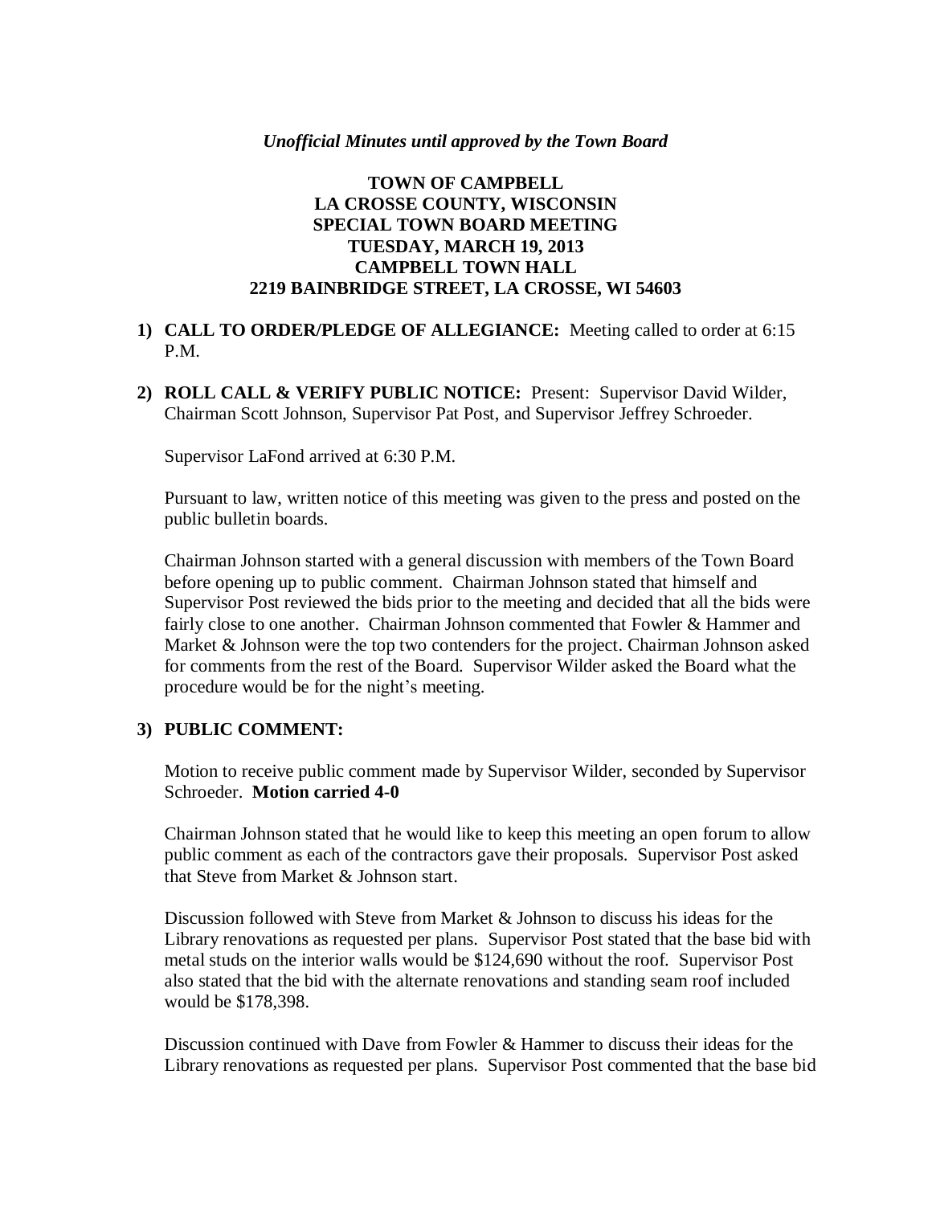*Unofficial Minutes until approved by the Town Board*

**TOWN OF CAMPBELL**
**LA CROSSE COUNTY, WISCONSIN**
**SPECIAL TOWN BOARD MEETING**
**TUESDAY, MARCH 19, 2013**
**CAMPBELL TOWN HALL**
**2219 BAINBRIDGE STREET, LA CROSSE, WI 54603**

1) **CALL TO ORDER/PLEDGE OF ALLEGIANCE:** Meeting called to order at 6:15 P.M.

2) **ROLL CALL & VERIFY PUBLIC NOTICE:** Present: Supervisor David Wilder, Chairman Scott Johnson, Supervisor Pat Post, and Supervisor Jeffrey Schroeder.

   Supervisor LaFond arrived at 6:30 P.M.

   Pursuant to law, written notice of this meeting was given to the press and posted on the public bulletin boards.

   Chairman Johnson started with a general discussion with members of the Town Board before opening up to public comment. Chairman Johnson stated that himself and Supervisor Post reviewed the bids prior to the meeting and decided that all the bids were fairly close to one another. Chairman Johnson commented that Fowler & Hammer and Market & Johnson were the top two contenders for the project. Chairman Johnson asked for comments from the rest of the Board. Supervisor Wilder asked the Board what the procedure would be for the night's meeting.

3) **PUBLIC COMMENT:**

   Motion to receive public comment made by Supervisor Wilder, seconded by Supervisor Schroeder. **Motion carried 4-0**

   Chairman Johnson stated that he would like to keep this meeting an open forum to allow public comment as each of the contractors gave their proposals. Supervisor Post asked that Steve from Market & Johnson start.

   Discussion followed with Steve from Market & Johnson to discuss his ideas for the Library renovations as requested per plans. Supervisor Post stated that the base bid with metal studs on the interior walls would be $124,690 without the roof. Supervisor Post also stated that the bid with the alternate renovations and standing seam roof included would be $178,398.

   Discussion continued with Dave from Fowler & Hammer to discuss their ideas for the Library renovations as requested per plans. Supervisor Post commented that the base bid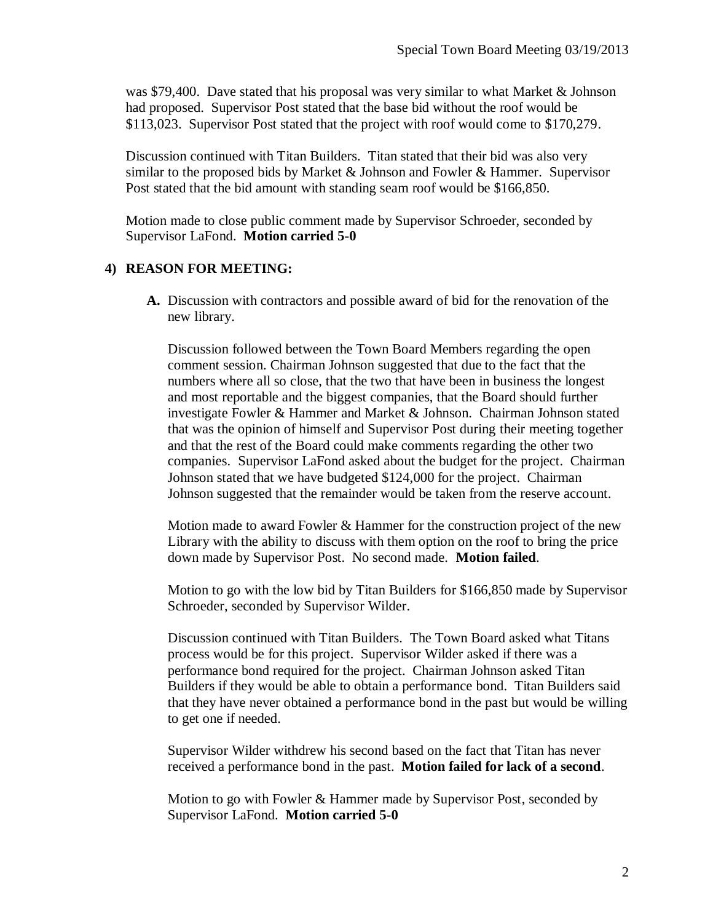was $79,400. Dave stated that his proposal was very similar to what Market & Johnson had proposed. Supervisor Post stated that the base bid without the roof would be $113,023. Supervisor Post stated that the project with roof would come to $170,279.

Discussion continued with Titan Builders. Titan stated that their bid was also very similar to the proposed bids by Market & Johnson and Fowler & Hammer. Supervisor Post stated that the bid amount with standing seam roof would be $166,850.

Motion made to close public comment made by Supervisor Schroeder, seconded by Supervisor LaFond. **Motion carried 5-0**

## 4) REASON FOR MEETING:

**A.** Discussion with contractors and possible award of bid for the renovation of the new library.

Discussion followed between the Town Board Members regarding the open comment session. Chairman Johnson suggested that due to the fact that the numbers where all so close, that the two that have been in business the longest and most reportable and the biggest companies, that the Board should further investigate Fowler & Hammer and Market & Johnson. Chairman Johnson stated that was the opinion of himself and Supervisor Post during their meeting together and that the rest of the Board could make comments regarding the other two companies. Supervisor LaFond asked about the budget for the project. Chairman Johnson stated that we have budgeted $124,000 for the project. Chairman Johnson suggested that the remainder would be taken from the reserve account.

Motion made to award Fowler & Hammer for the construction project of the new Library with the ability to discuss with them option on the roof to bring the price down made by Supervisor Post. No second made. **Motion failed**.

Motion to go with the low bid by Titan Builders for $166,850 made by Supervisor Schroeder, seconded by Supervisor Wilder.

Discussion continued with Titan Builders. The Town Board asked what Titans process would be for this project. Supervisor Wilder asked if there was a performance bond required for the project. Chairman Johnson asked Titan Builders if they would be able to obtain a performance bond. Titan Builders said that they have never obtained a performance bond in the past but would be willing to get one if needed.

Supervisor Wilder withdrew his second based on the fact that Titan has never received a performance bond in the past. **Motion failed for lack of a second**.

Motion to go with Fowler & Hammer made by Supervisor Post, seconded by Supervisor LaFond. **Motion carried 5-0**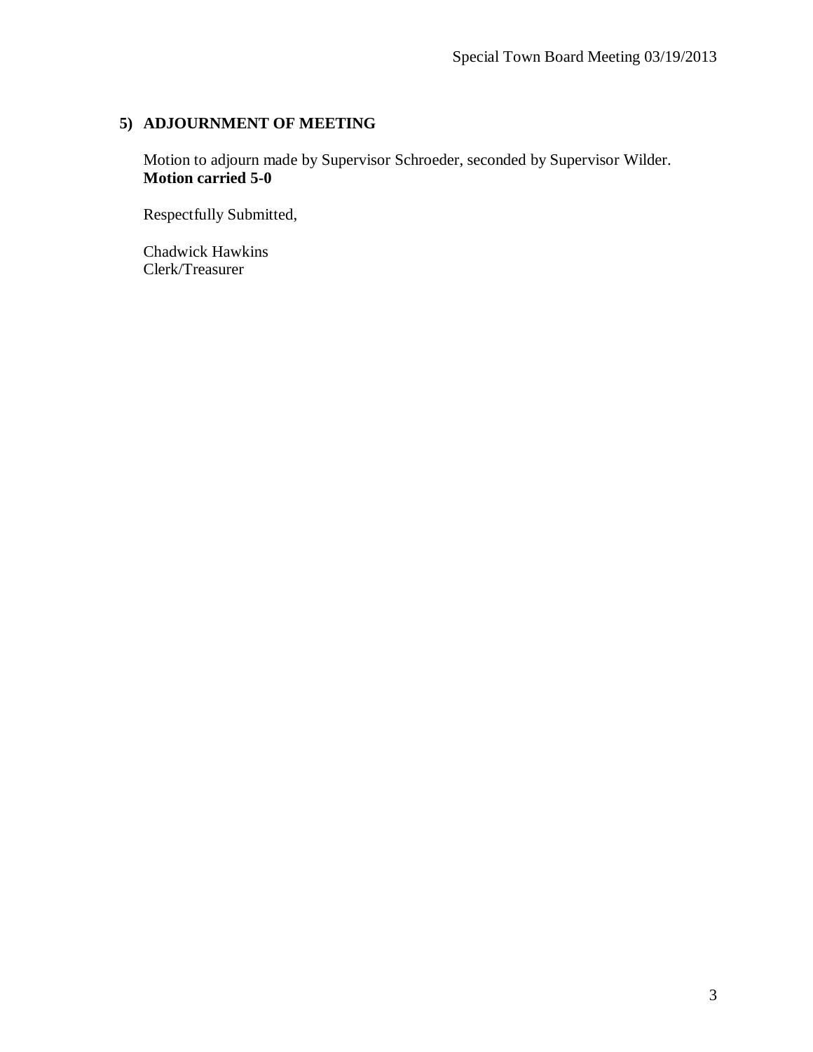## 5) ADJOURNMENT OF MEETING

Motion to adjourn made by Supervisor Schroeder, seconded by Supervisor Wilder.
**Motion carried 5-0**

Respectfully Submitted,

Chadwick Hawkins
Clerk/Treasurer